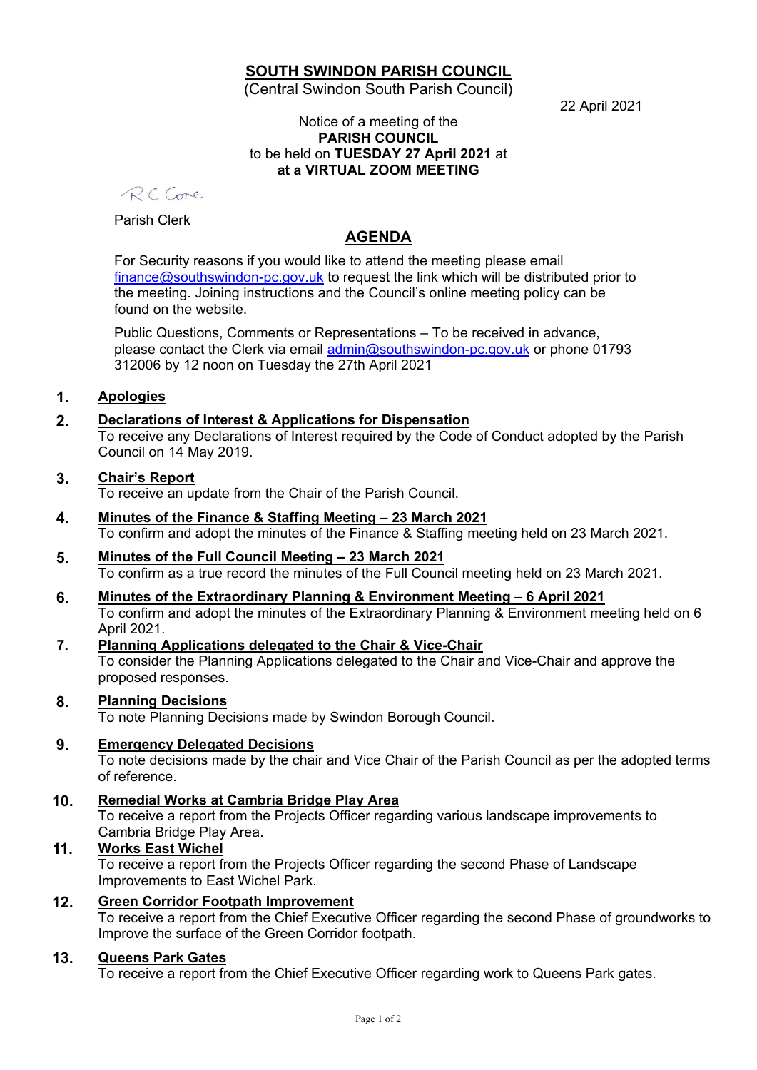# SOUTH SWINDON PARISH COUNCIL

(Central Swindon South Parish Council)

22 April 2021

Notice of a meeting of the
**PARISH COUNCIL**
to be held on **TUESDAY 27 April 2021** at
**at a VIRTUAL ZOOM MEETING**

R E Cone

Parish Clerk

## AGENDA

For Security reasons if you would like to attend the meeting please email finance@southswindon-pc.gov.uk to request the link which will be distributed prior to the meeting. Joining instructions and the Council's online meeting policy can be found on the website.

Public Questions, Comments or Representations – To be received in advance, please contact the Clerk via email admin@southswindon-pc.gov.uk or phone 01793 312006 by 12 noon on Tuesday the 27th April 2021

**1. Apologies**

**2. Declarations of Interest & Applications for Dispensation**
To receive any Declarations of Interest required by the Code of Conduct adopted by the Parish Council on 14 May 2019.

**3. Chair's Report**
To receive an update from the Chair of the Parish Council.

**4. Minutes of the Finance & Staffing Meeting – 23 March 2021**
To confirm and adopt the minutes of the Finance & Staffing meeting held on 23 March 2021.

**5. Minutes of the Full Council Meeting – 23 March 2021**
To confirm as a true record the minutes of the Full Council meeting held on 23 March 2021.

**6. Minutes of the Extraordinary Planning & Environment Meeting – 6 April 2021**
To confirm and adopt the minutes of the Extraordinary Planning & Environment meeting held on 6 April 2021.

**7. Planning Applications delegated to the Chair & Vice-Chair**
To consider the Planning Applications delegated to the Chair and Vice-Chair and approve the proposed responses.

**8. Planning Decisions**
To note Planning Decisions made by Swindon Borough Council.

**9. Emergency Delegated Decisions**
To note decisions made by the chair and Vice Chair of the Parish Council as per the adopted terms of reference.

**10. Remedial Works at Cambria Bridge Play Area**
To receive a report from the Projects Officer regarding various landscape improvements to Cambria Bridge Play Area.

**11. Works East Wichel**
To receive a report from the Projects Officer regarding the second Phase of Landscape Improvements to East Wichel Park.

**12. Green Corridor Footpath Improvement**
To receive a report from the Chief Executive Officer regarding the second Phase of groundworks to Improve the surface of the Green Corridor footpath.

**13. Queens Park Gates**
To receive a report from the Chief Executive Officer regarding work to Queens Park gates.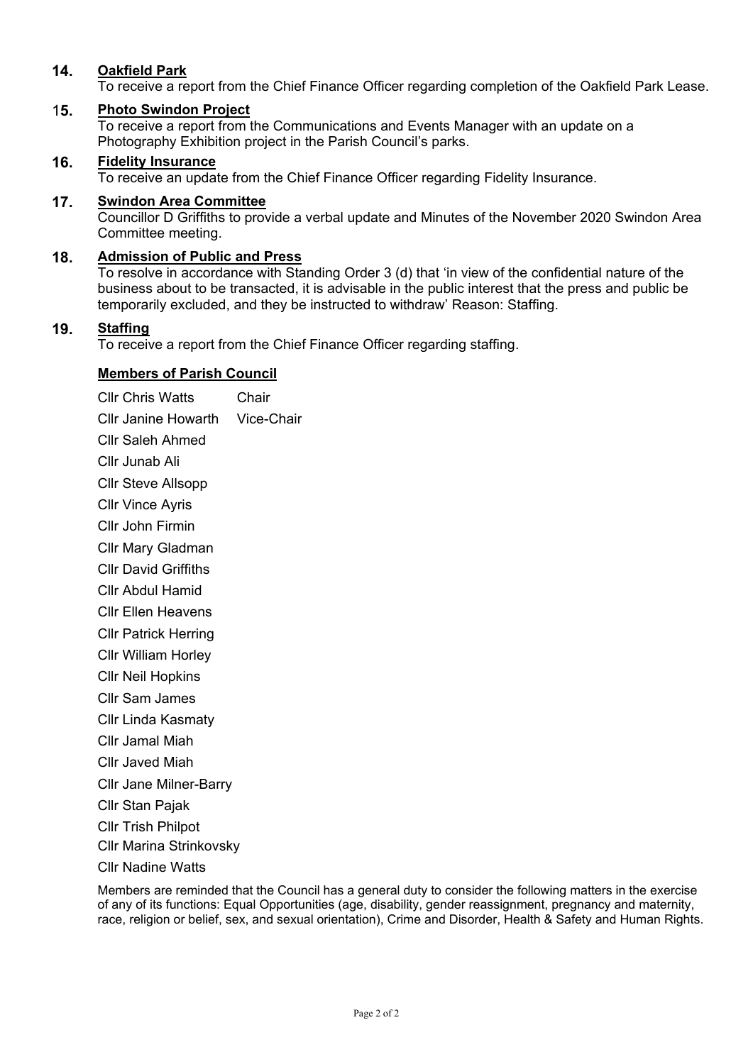**14. Oakfield Park**

To receive a report from the Chief Finance Officer regarding completion of the Oakfield Park Lease.

**15. Photo Swindon Project**

To receive a report from the Communications and Events Manager with an update on a Photography Exhibition project in the Parish Council's parks.

**16. Fidelity Insurance**

To receive an update from the Chief Finance Officer regarding Fidelity Insurance.

**17. Swindon Area Committee**

Councillor D Griffiths to provide a verbal update and Minutes of the November 2020 Swindon Area Committee meeting.

**18. Admission of Public and Press**

To resolve in accordance with Standing Order 3 (d) that 'in view of the confidential nature of the business about to be transacted, it is advisable in the public interest that the press and public be temporarily excluded, and they be instructed to withdraw' Reason: Staffing.

**19. Staffing**

To receive a report from the Chief Finance Officer regarding staffing.

**Members of Parish Council**

| | |
|---|---|
| Cllr Chris Watts | Chair |
| Cllr Janine Howarth | Vice-Chair |
| Cllr Saleh Ahmed | |
| Cllr Junab Ali | |
| Cllr Steve Allsopp | |
| Cllr Vince Ayris | |
| Cllr John Firmin | |
| Cllr Mary Gladman | |
| Cllr David Griffiths | |
| Cllr Abdul Hamid | |
| Cllr Ellen Heavens | |
| Cllr Patrick Herring | |
| Cllr William Horley | |
| Cllr Neil Hopkins | |
| Cllr Sam James | |
| Cllr Linda Kasmaty | |
| Cllr Jamal Miah | |
| Cllr Javed Miah | |
| Cllr Jane Milner-Barry | |
| Cllr Stan Pajak | |
| Cllr Trish Philpot | |
| Cllr Marina Strinkovsky | |
| Cllr Nadine Watts | |

Members are reminded that the Council has a general duty to consider the following matters in the exercise of any of its functions: Equal Opportunities (age, disability, gender reassignment, pregnancy and maternity, race, religion or belief, sex, and sexual orientation), Crime and Disorder, Health & Safety and Human Rights.